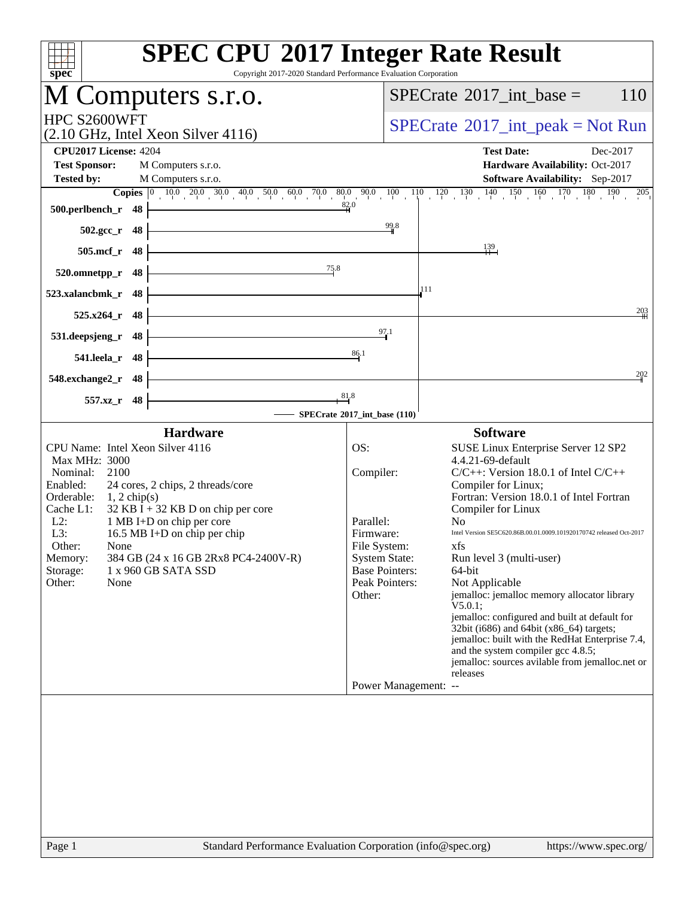# SPEC CPU 2017 Integer Rate Result

Copyright 2017-2020 Standard Performance Evaluation Corporation

## M Computers s.r.o.

HPC S2600WFT
(2.10 GHz, Intel Xeon Silver 4116)

SPECrate 2017_int_base = 110

SPECrate 2017_int_peak = Not Run

**CPU2017 License:** 4204
**Test Sponsor:** M Computers s.r.o.
**Tested by:** M Computers s.r.o.

**Test Date:** Dec-2017
**Hardware Availability:** Oct-2017
**Software Availability:** Sep-2017

| Benchmark | Copies | Base |
|---|---|---|
| 500.perlbench_r | 48 | 82.0 |
| 502.gcc_r | 48 | 99.8 |
| 505.mcf_r | 48 | 139 |
| 520.omnetpp_r | 48 | 75.8 |
| 523.xalancbmk_r | 48 | 111 |
| 525.x264_r | 48 | 203 |
| 531.deepsjeng_r | 48 | 97.1 |
| 541.leela_r | 48 | 86.1 |
| 548.exchange2_r | 48 | 202 |
| 557.xz_r | 48 | 81.8 |

SPECrate 2017_int_base (110)

### Hardware

| | |
|---|---|
| CPU Name: | Intel Xeon Silver 4116 |
| Max MHz: | 3000 |
| Nominal: | 2100 |
| Enabled: | 24 cores, 2 chips, 2 threads/core |
| Orderable: | 1, 2 chip(s) |
| Cache L1: | 32 KB I + 32 KB D on chip per core |
| L2: | 1 MB I+D on chip per core |
| L3: | 16.5 MB I+D on chip per chip |
| Other: | None |
| Memory: | 384 GB (24 x 16 GB 2Rx8 PC4-2400V-R) |
| Storage: | 1 x 960 GB SATA SSD |
| Other: | None |

### Software

| | |
|---|---|
| OS: | SUSE Linux Enterprise Server 12 SP2 4.4.21-69-default |
| Compiler: | C/C++: Version 18.0.1 of Intel C/C++ Compiler for Linux; Fortran: Version 18.0.1 of Intel Fortran Compiler for Linux |
| Parallel: | No |
| Firmware: | Intel Version SE5C620.86B.00.01.0009.101920170742 released Oct-2017 |
| File System: | xfs |
| System State: | Run level 3 (multi-user) |
| Base Pointers: | 64-bit |
| Peak Pointers: | Not Applicable |
| Other: | jemalloc: jemalloc memory allocator library V5.0.1; jemalloc: configured and built at default for 32bit (i686) and 64bit (x86_64) targets; jemalloc: built with the RedHat Enterprise 7.4, and the system compiler gcc 4.8.5; jemalloc: sources avilable from jemalloc.net or releases |
| Power Management: | -- |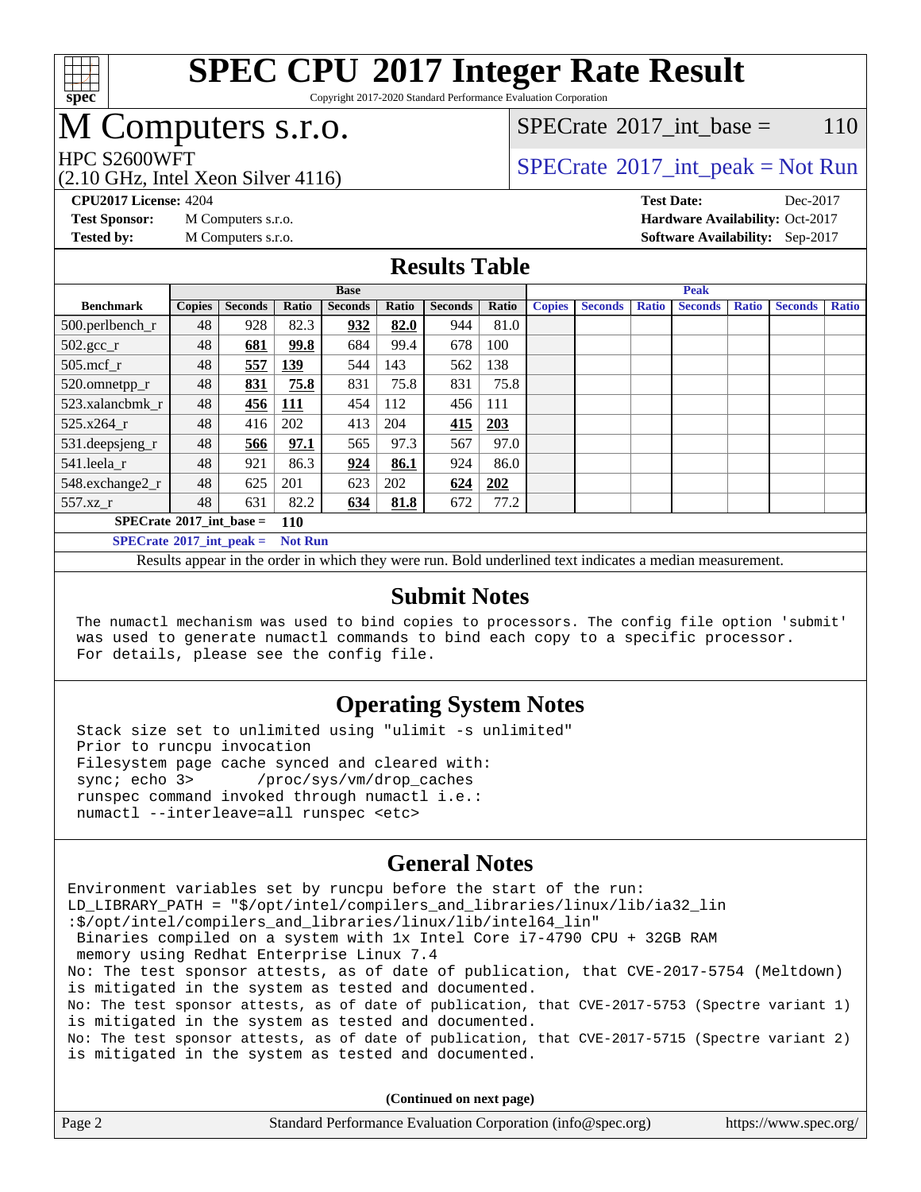# SPEC CPU 2017 Integer Rate Result

Copyright 2017-2020 Standard Performance Evaluation Corporation

## M Computers s.r.o.

HPC S2600WFT
(2.10 GHz, Intel Xeon Silver 4116)

SPECrate 2017_int_base = 110

SPECrate 2017_int_peak = Not Run

**CPU2017 License:** 4204
**Test Sponsor:** M Computers s.r.o.
**Tested by:** M Computers s.r.o.

**Test Date:** Dec-2017
**Hardware Availability:** Oct-2017
**Software Availability:** Sep-2017

## Results Table

| | Base | | | | | | | Peak | | | | | | |
|---|---|---|---|---|---|---|---|---|---|---|---|---|---|---|
| **Benchmark** | **Copies** | **Seconds** | **Ratio** | **Seconds** | **Ratio** | **Seconds** | **Ratio** | **Copies** | **Seconds** | **Ratio** | **Seconds** | **Ratio** | **Seconds** | **Ratio** |
| 500.perlbench_r | 48 | 928 | 82.3 | **932** | **82.0** | 944 | 81.0 | | | | | | | |
| 502.gcc_r | 48 | **681** | **99.8** | 684 | 99.4 | 678 | 100 | | | | | | | |
| 505.mcf_r | 48 | **557** | **139** | 544 | 143 | 562 | 138 | | | | | | | |
| 520.omnetpp_r | 48 | **831** | **75.8** | 831 | 75.8 | 831 | 75.8 | | | | | | | |
| 523.xalancbmk_r | 48 | **456** | **111** | 454 | 112 | 456 | 111 | | | | | | | |
| 525.x264_r | 48 | 416 | 202 | 413 | 204 | **415** | **203** | | | | | | | |
| 531.deepsjeng_r | 48 | **566** | **97.1** | 565 | 97.3 | 567 | 97.0 | | | | | | | |
| 541.leela_r | 48 | 921 | 86.3 | **924** | **86.1** | 924 | 86.0 | | | | | | | |
| 548.exchange2_r | 48 | 625 | 201 | 623 | 202 | **624** | **202** | | | | | | | |
| 557.xz_r | 48 | 631 | 82.2 | **634** | **81.8** | 672 | 77.2 | | | | | | | |

**SPECrate 2017_int_base = 110**

**SPECrate 2017_int_peak = Not Run**

Results appear in the order in which they were run. Bold underlined text indicates a median measurement.

## Submit Notes

```
The numactl mechanism was used to bind copies to processors. The config file option 'submit'
was used to generate numactl commands to bind each copy to a specific processor.
For details, please see the config file.
```

## Operating System Notes

```
Stack size set to unlimited using "ulimit -s unlimited"
Prior to runcpu invocation
Filesystem page cache synced and cleared with:
sync; echo 3>       /proc/sys/vm/drop_caches
runspec command invoked through numactl i.e.:
numactl --interleave=all runspec <etc>
```

## General Notes

```
Environment variables set by runcpu before the start of the run:
LD_LIBRARY_PATH = "$/opt/intel/compilers_and_libraries/linux/lib/ia32_lin
:$/opt/intel/compilers_and_libraries/linux/lib/intel64_lin"
 Binaries compiled on a system with 1x Intel Core i7-4790 CPU + 32GB RAM
 memory using Redhat Enterprise Linux 7.4
No: The test sponsor attests, as of date of publication, that CVE-2017-5754 (Meltdown)
is mitigated in the system as tested and documented.
No: The test sponsor attests, as of date of publication, that CVE-2017-5753 (Spectre variant 1)
is mitigated in the system as tested and documented.
No: The test sponsor attests, as of date of publication, that CVE-2017-5715 (Spectre variant 2)
is mitigated in the system as tested and documented.
```

**(Continued on next page)**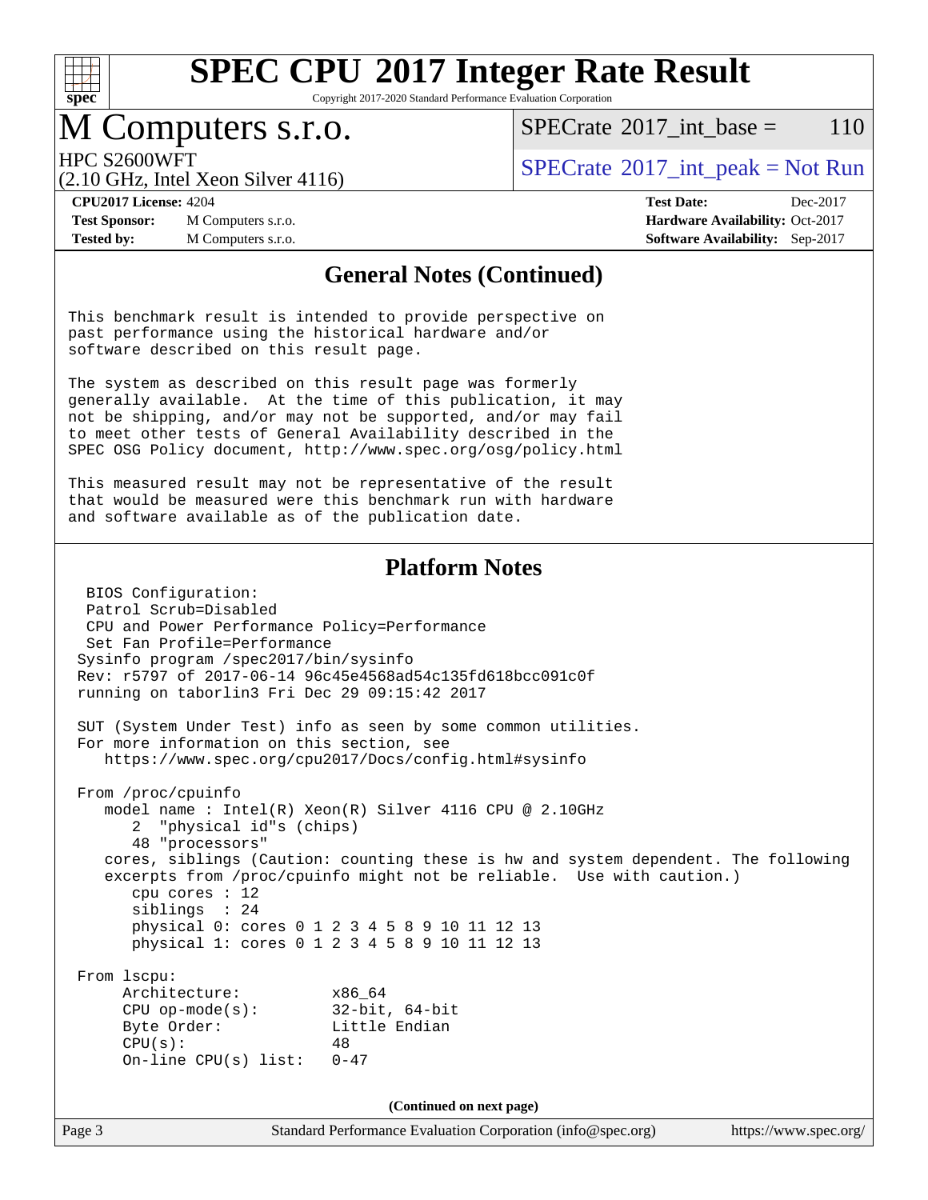# SPEC CPU 2017 Integer Rate Result

Copyright 2017-2020 Standard Performance Evaluation Corporation

## M Computers s.r.o.

HPC S2600WFT
(2.10 GHz, Intel Xeon Silver 4116)

SPECrate 2017_int_base = 110

SPECrate 2017_int_peak = Not Run

**CPU2017 License:** 4204
**Test Sponsor:** M Computers s.r.o.
**Tested by:** M Computers s.r.o.

**Test Date:** Dec-2017
**Hardware Availability:** Oct-2017
**Software Availability:** Sep-2017

### General Notes (Continued)

```
This benchmark result is intended to provide perspective on
past performance using the historical hardware and/or
software described on this result page.

The system as described on this result page was formerly
generally available.  At the time of this publication, it may
not be shipping, and/or may not be supported, and/or may fail
to meet other tests of General Availability described in the
SPEC OSG Policy document, http://www.spec.org/osg/policy.html

This measured result may not be representative of the result
that would be measured were this benchmark run with hardware
and software available as of the publication date.
```

### Platform Notes

```
  BIOS Configuration:
  Patrol Scrub=Disabled
  CPU and Power Performance Policy=Performance
  Set Fan Profile=Performance
 Sysinfo program /spec2017/bin/sysinfo
 Rev: r5797 of 2017-06-14 96c45e4568ad54c135fd618bcc091c0f
 running on taborlin3 Fri Dec 29 09:15:42 2017

 SUT (System Under Test) info as seen by some common utilities.
 For more information on this section, see
    https://www.spec.org/cpu2017/Docs/config.html#sysinfo

 From /proc/cpuinfo
    model name : Intel(R) Xeon(R) Silver 4116 CPU @ 2.10GHz
       2  "physical id"s (chips)
       48 "processors"
    cores, siblings (Caution: counting these is hw and system dependent. The following
    excerpts from /proc/cpuinfo might not be reliable.  Use with caution.)
       cpu cores : 12
       siblings  : 24
       physical 0: cores 0 1 2 3 4 5 8 9 10 11 12 13
       physical 1: cores 0 1 2 3 4 5 8 9 10 11 12 13

 From lscpu:
      Architecture:          x86_64
      CPU op-mode(s):        32-bit, 64-bit
      Byte Order:            Little Endian
      CPU(s):                48
      On-line CPU(s) list:   0-47
```

(Continued on next page)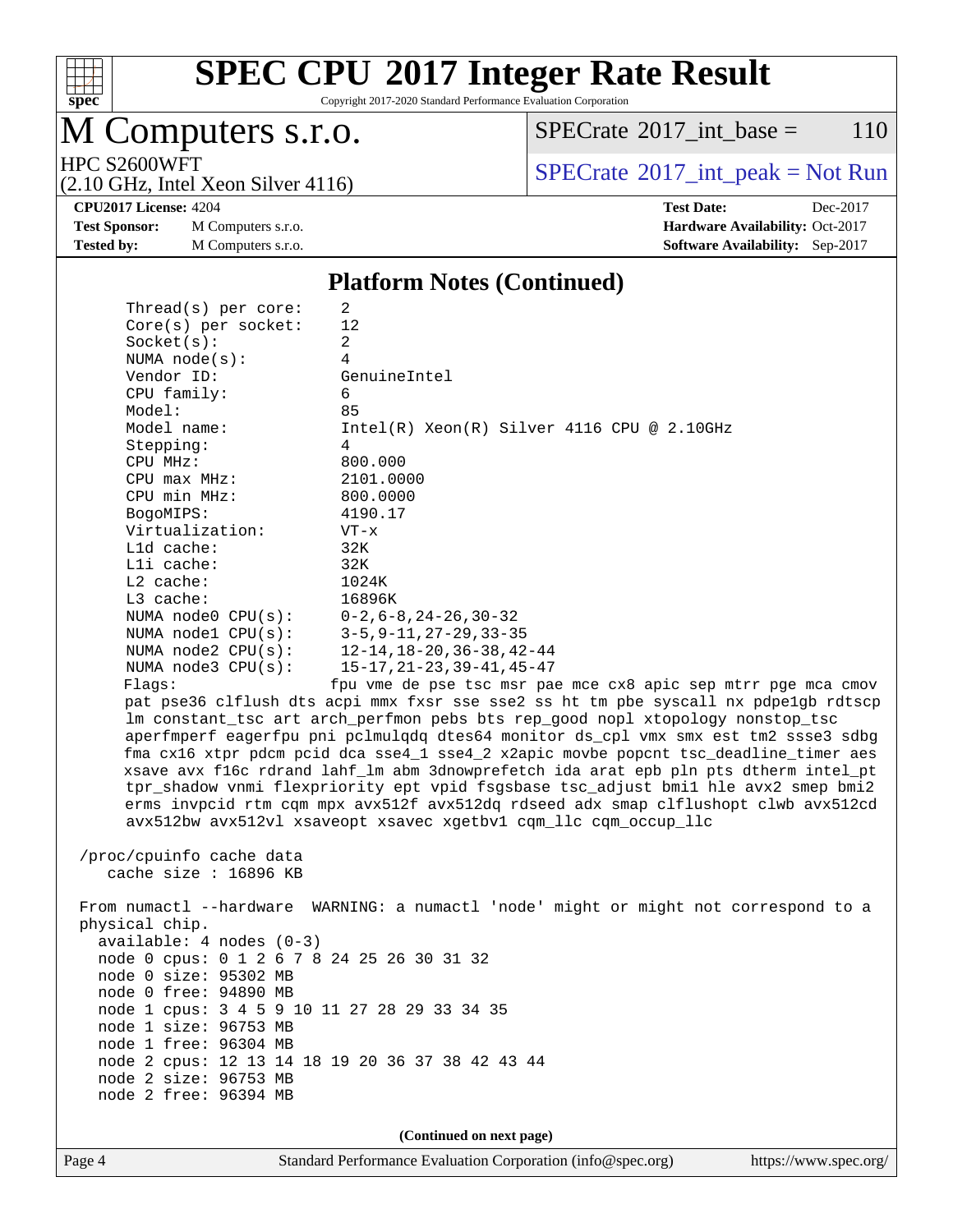## Platform Notes (Continued)

```
     Thread(s) per core:    2
     Core(s) per socket:    12
     Socket(s):             2
     NUMA node(s):          4
     Vendor ID:             GenuineIntel
     CPU family:            6
     Model:                 85
     Model name:            Intel(R) Xeon(R) Silver 4116 CPU @ 2.10GHz
     Stepping:              4
     CPU MHz:               800.000
     CPU max MHz:           2101.0000
     CPU min MHz:           800.0000
     BogoMIPS:              4190.17
     Virtualization:        VT-x
     L1d cache:             32K
     L1i cache:             32K
     L2 cache:              1024K
     L3 cache:              16896K
     NUMA node0 CPU(s):     0-2,6-8,24-26,30-32
     NUMA node1 CPU(s):     3-5,9-11,27-29,33-35
     NUMA node2 CPU(s):     12-14,18-20,36-38,42-44
     NUMA node3 CPU(s):     15-17,21-23,39-41,45-47
     Flags:                fpu vme de pse tsc msr pae mce cx8 apic sep mtrr pge mca cmov
     pat pse36 clflush dts acpi mmx fxsr sse sse2 ss ht tm pbe syscall nx pdpe1gb rdtscp
     lm constant_tsc art arch_perfmon pebs bts rep_good nopl xtopology nonstop_tsc
     aperfmperf eagerfpu pni pclmulqdq dtes64 monitor ds_cpl vmx smx est tm2 ssse3 sdbg
     fma cx16 xtpr pdcm pcid dca sse4_1 sse4_2 x2apic movbe popcnt tsc_deadline_timer aes
     xsave avx f16c rdrand lahf_lm abm 3dnowprefetch ida arat epb pln pts dtherm intel_pt
     tpr_shadow vnmi flexpriority ept vpid fsgsbase tsc_adjust bmi1 hle avx2 smep bmi2
     erms invpcid rtm cqm mpx avx512f avx512dq rdseed adx smap clflushopt clwb avx512cd
     avx512bw avx512vl xsaveopt xsavec xgetbv1 cqm_llc cqm_occup_llc

 /proc/cpuinfo cache data
    cache size : 16896 KB

 From numactl --hardware  WARNING: a numactl 'node' might or might not correspond to a
 physical chip.
   available: 4 nodes (0-3)
   node 0 cpus: 0 1 2 6 7 8 24 25 26 30 31 32
   node 0 size: 95302 MB
   node 0 free: 94890 MB
   node 1 cpus: 3 4 5 9 10 11 27 28 29 33 34 35
   node 1 size: 96753 MB
   node 1 free: 96304 MB
   node 2 cpus: 12 13 14 18 19 20 36 37 38 42 43 44
   node 2 size: 96753 MB
   node 2 free: 96394 MB
```

(Continued on next page)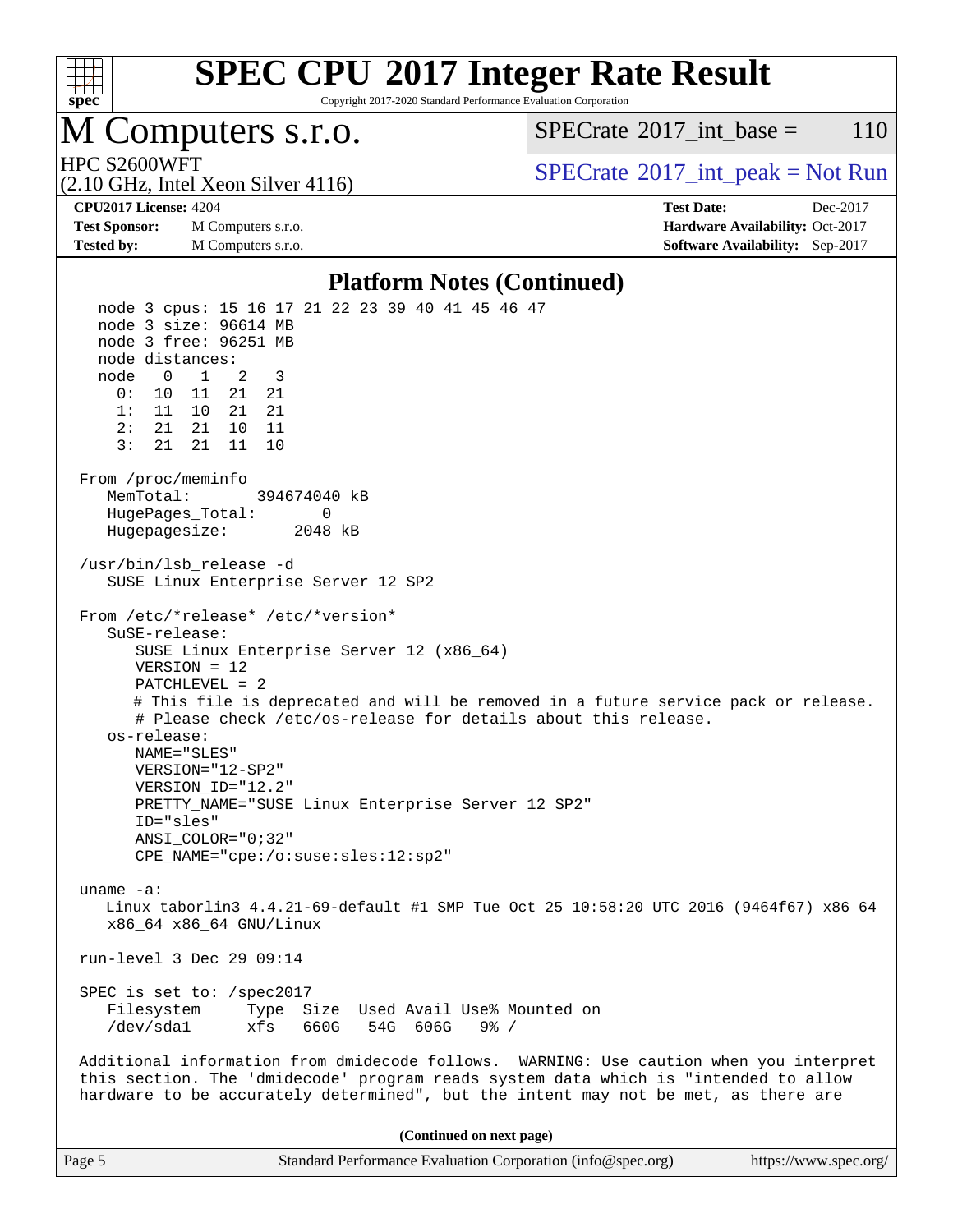## Platform Notes (Continued)

```
  node 3 cpus: 15 16 17 21 22 23 39 40 41 45 46 47
  node 3 size: 96614 MB
  node 3 free: 96251 MB
  node distances:
  node   0   1   2   3
    0:  10  11  21  21
    1:  11  10  21  21
    2:  21  21  10  11
    3:  21  21  11  10

From /proc/meminfo
   MemTotal:       394674040 kB
   HugePages_Total:       0
   Hugepagesize:       2048 kB

/usr/bin/lsb_release -d
   SUSE Linux Enterprise Server 12 SP2

From /etc/*release* /etc/*version*
   SuSE-release:
      SUSE Linux Enterprise Server 12 (x86_64)
      VERSION = 12
      PATCHLEVEL = 2
      # This file is deprecated and will be removed in a future service pack or release.
      # Please check /etc/os-release for details about this release.
   os-release:
      NAME="SLES"
      VERSION="12-SP2"
      VERSION_ID="12.2"
      PRETTY_NAME="SUSE Linux Enterprise Server 12 SP2"
      ID="sles"
      ANSI_COLOR="0;32"
      CPE_NAME="cpe:/o:suse:sles:12:sp2"

uname -a:
   Linux taborlin3 4.4.21-69-default #1 SMP Tue Oct 25 10:58:20 UTC 2016 (9464f67) x86_64
   x86_64 x86_64 GNU/Linux

run-level 3 Dec 29 09:14

SPEC is set to: /spec2017
   Filesystem     Type  Size  Used Avail Use% Mounted on
   /dev/sda1      xfs   660G   54G  606G   9% /

Additional information from dmidecode follows.  WARNING: Use caution when you interpret
this section. The 'dmidecode' program reads system data which is "intended to allow
hardware to be accurately determined", but the intent may not be met, as there are
```

(Continued on next page)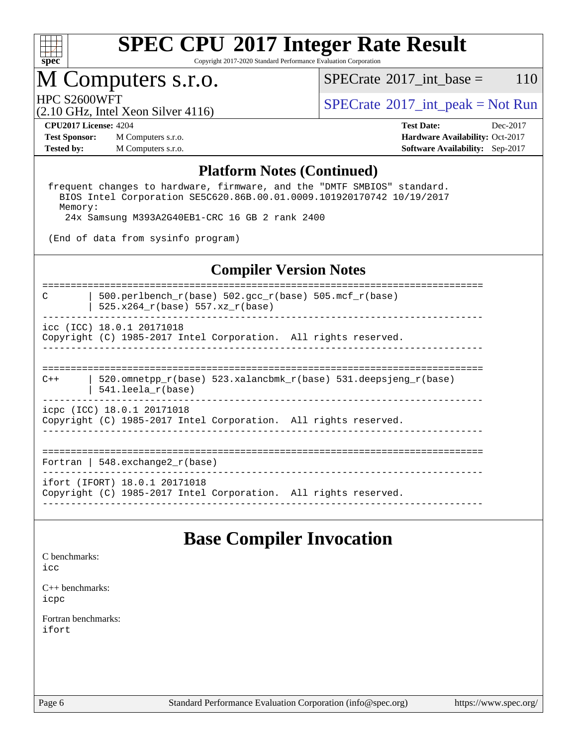# SPEC CPU 2017 Integer Rate Result

Copyright 2017-2020 Standard Performance Evaluation Corporation

# M Computers s.r.o.

HPC S2600WFT
(2.10 GHz, Intel Xeon Silver 4116)

SPECrate 2017_int_base = 110

SPECrate 2017_int_peak = Not Run

**CPU2017 License:** 4204
**Test Sponsor:** M Computers s.r.o.
**Tested by:** M Computers s.r.o.

**Test Date:** Dec-2017
**Hardware Availability:** Oct-2017
**Software Availability:** Sep-2017

## Platform Notes (Continued)

```
frequent changes to hardware, firmware, and the "DMTF SMBIOS" standard.
  BIOS Intel Corporation SE5C620.86B.00.01.0009.101920170742 10/19/2017
  Memory:
   24x Samsung M393A2G40EB1-CRC 16 GB 2 rank 2400

(End of data from sysinfo program)
```

## Compiler Version Notes

```
==============================================================================
C       | 500.perlbench_r(base) 502.gcc_r(base) 505.mcf_r(base)
        | 525.x264_r(base) 557.xz_r(base)
------------------------------------------------------------------------------
icc (ICC) 18.0.1 20171018
Copyright (C) 1985-2017 Intel Corporation.  All rights reserved.
------------------------------------------------------------------------------

==============================================================================
C++     | 520.omnetpp_r(base) 523.xalancbmk_r(base) 531.deepsjeng_r(base)
        | 541.leela_r(base)
------------------------------------------------------------------------------
icpc (ICC) 18.0.1 20171018
Copyright (C) 1985-2017 Intel Corporation.  All rights reserved.
------------------------------------------------------------------------------

==============================================================================
Fortran | 548.exchange2_r(base)
------------------------------------------------------------------------------
ifort (IFORT) 18.0.1 20171018
Copyright (C) 1985-2017 Intel Corporation.  All rights reserved.
------------------------------------------------------------------------------
```

## Base Compiler Invocation

C benchmarks:
icc

C++ benchmarks:
icpc

Fortran benchmarks:
ifort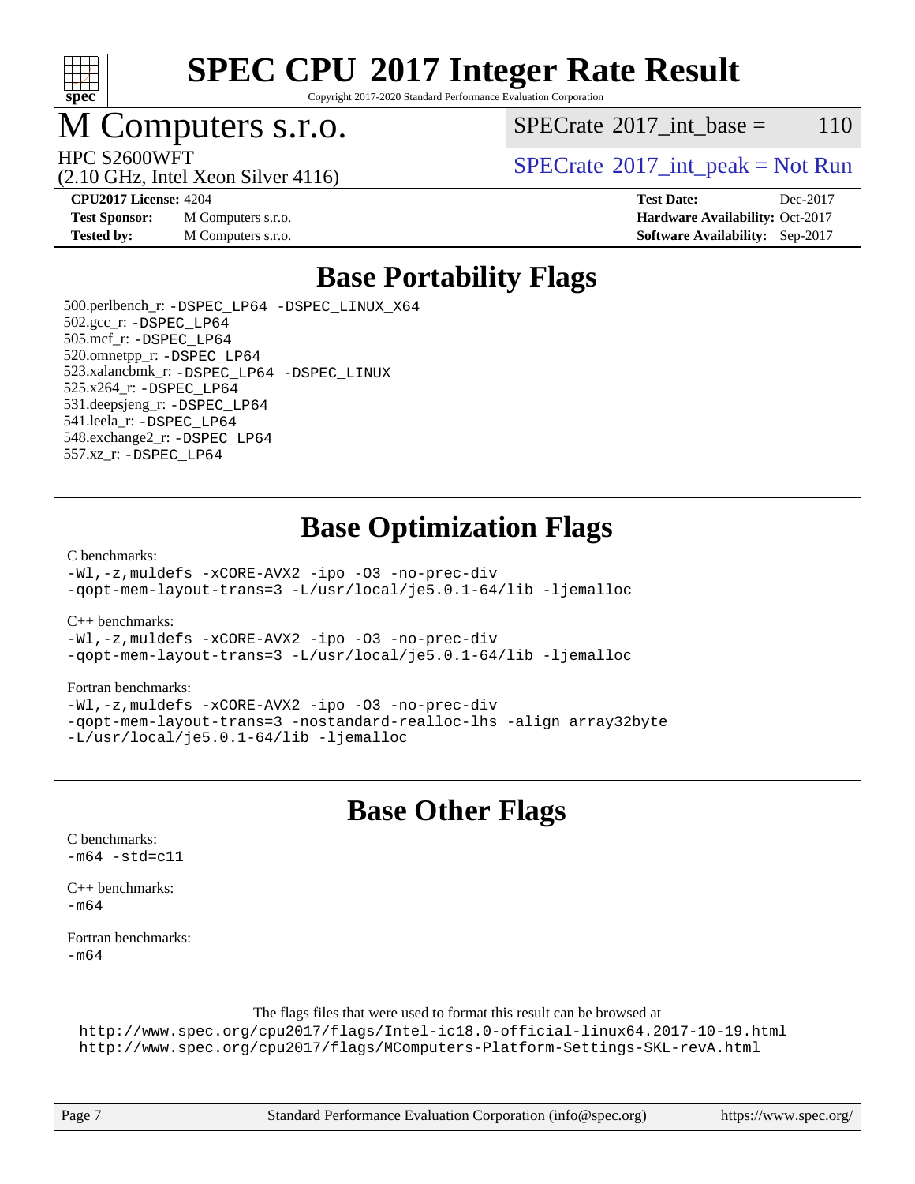# SPEC CPU 2017 Integer Rate Result

Copyright 2017-2020 Standard Performance Evaluation Corporation

# M Computers s.r.o.

HPC S2600WFT
(2.10 GHz, Intel Xeon Silver 4116)

SPECrate 2017_int_base = 110

SPECrate 2017_int_peak = Not Run

**CPU2017 License:** 4204
**Test Sponsor:** M Computers s.r.o.
**Tested by:** M Computers s.r.o.

**Test Date:** Dec-2017
**Hardware Availability:** Oct-2017
**Software Availability:** Sep-2017

## Base Portability Flags

500.perlbench_r: -DSPEC_LP64 -DSPEC_LINUX_X64
502.gcc_r: -DSPEC_LP64
505.mcf_r: -DSPEC_LP64
520.omnetpp_r: -DSPEC_LP64
523.xalancbmk_r: -DSPEC_LP64 -DSPEC_LINUX
525.x264_r: -DSPEC_LP64
531.deepsjeng_r: -DSPEC_LP64
541.leela_r: -DSPEC_LP64
548.exchange2_r: -DSPEC_LP64
557.xz_r: -DSPEC_LP64

## Base Optimization Flags

C benchmarks:
-Wl,-z,muldefs -xCORE-AVX2 -ipo -O3 -no-prec-div
-qopt-mem-layout-trans=3 -L/usr/local/je5.0.1-64/lib -ljemalloc

C++ benchmarks:
-Wl,-z,muldefs -xCORE-AVX2 -ipo -O3 -no-prec-div
-qopt-mem-layout-trans=3 -L/usr/local/je5.0.1-64/lib -ljemalloc

Fortran benchmarks:
-Wl,-z,muldefs -xCORE-AVX2 -ipo -O3 -no-prec-div
-qopt-mem-layout-trans=3 -nostandard-realloc-lhs -align array32byte
-L/usr/local/je5.0.1-64/lib -ljemalloc

## Base Other Flags

C benchmarks:
-m64 -std=c11

C++ benchmarks:
-m64

Fortran benchmarks:
-m64

The flags files that were used to format this result can be browsed at
http://www.spec.org/cpu2017/flags/Intel-ic18.0-official-linux64.2017-10-19.html
http://www.spec.org/cpu2017/flags/MComputers-Platform-Settings-SKL-revA.html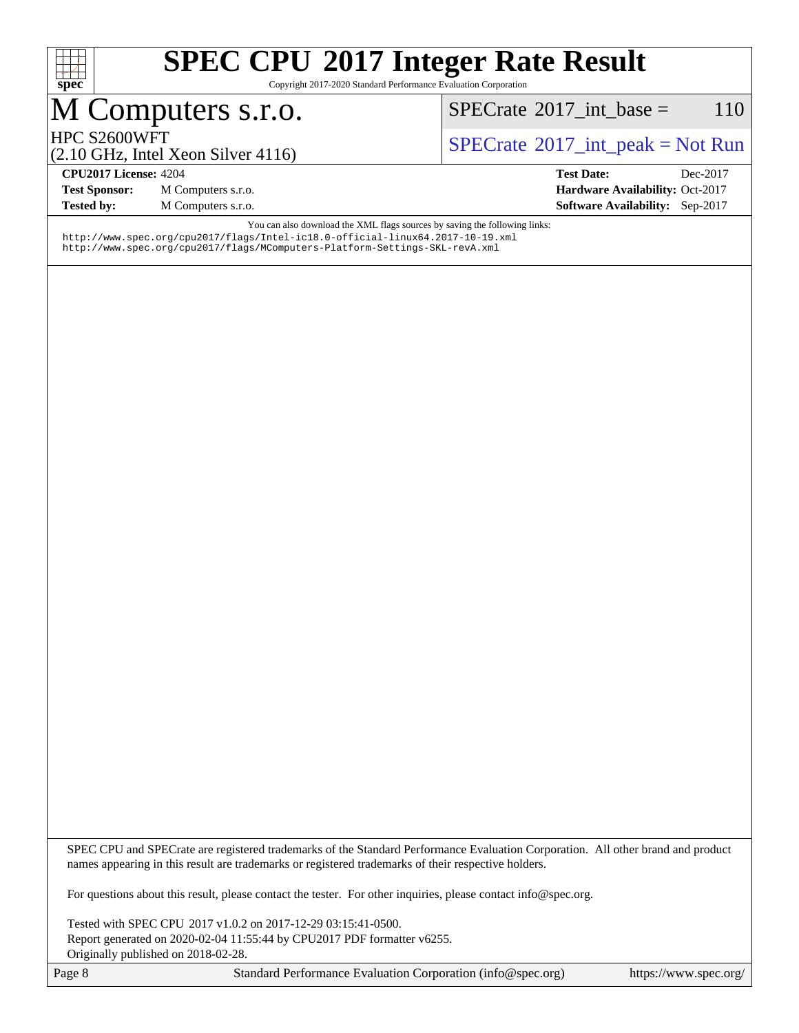You can also download the XML flags sources by saving the following links:

http://www.spec.org/cpu2017/flags/Intel-ic18.0-official-linux64.2017-10-19.xml
http://www.spec.org/cpu2017/flags/MComputers-Platform-Settings-SKL-revA.xml

SPEC CPU and SPECrate are registered trademarks of the Standard Performance Evaluation Corporation. All other brand and product names appearing in this result are trademarks or registered trademarks of their respective holders.

For questions about this result, please contact the tester. For other inquiries, please contact info@spec.org.

Tested with SPEC CPU 2017 v1.0.2 on 2017-12-29 03:15:41-0500.
Report generated on 2020-02-04 11:55:44 by CPU2017 PDF formatter v6255.
Originally published on 2018-02-28.